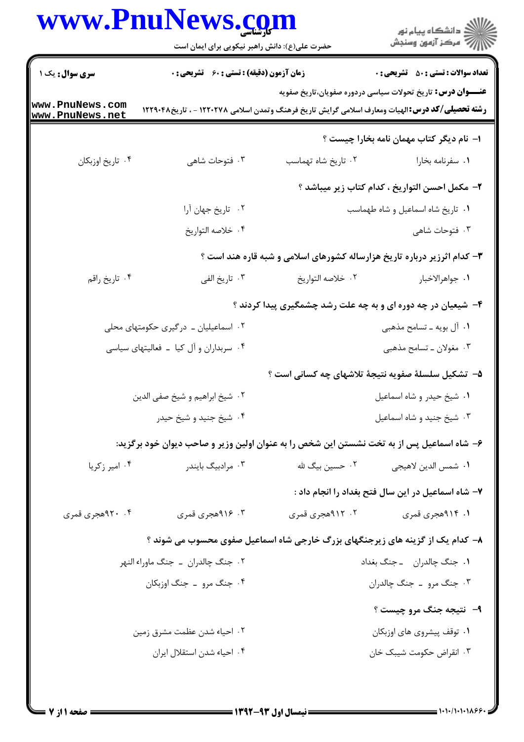**سری سوال:** یک ۱

**زمان آزمون (دقیقه) : تستی : ۶۰ تشریحی : ۰**

**تعداد سوالات : تستی : ۵۰ تشریحی : ۰**

**عنـــوان درس:** تاریخ تحولات سیاسی دردوره صفویان،تاریخ صفویه

**رشته تحصیلی/کد درس:** الهیات ومعارف اسلامی گرایش تاریخ فرهنگ وتمدن اسلامی ۱۲۲۰۲۷۸ - ، تاریخ۱۲۲۹۰۴۸

**۱- نام دیگر کتاب مهمان نامه بخارا چیست ؟**

۱. سفرنامه بخارا
۲. تاریخ شاه تهماسب
۳. فتوحات شاهی
۴. تاریخ اوزبکان

**۲- مکمل احسن التواریخ ، کدام کتاب زیر میباشد ؟**

۱. تاریخ شاه اسماعیل و شاه طهماسب
۲. تاریخ جهان آرا
۳. فتوحات شاهی
۴. خلاصه التواریخ

**۳- کدام اثرزیر درباره تاریخ هزارساله کشورهای اسلامی و شبه قاره هند است ؟**

۱. جواهرالاخبار
۲. خلاصه التواریخ
۳. تاریخ الفی
۴. تاریخ راقم

**۴- شیعیان در چه دوره ای و به چه علت رشد چشمگیری پیدا کردند ؟**

۱. آل بویه ـ تسامح مذهبی
۲. اسماعیلیان ـ درگیری حکومتهای محلی
۳. مغولان ـ تسامح مذهبی
۴. سربداران و آل کیا ـ فعالیتهای سیاسی

**۵- تشکیل سلسلهٔ صفویه نتیجهٔ تلاشهای چه کسانی است ؟**

۱. شیخ حیدر و شاه اسماعیل
۲. شیخ ابراهیم و شیخ صفی الدین
۳. شیخ جنید و شاه اسماعیل
۴. شیخ جنید و شیخ حیدر

**۶- شاه اسماعیل پس از به تخت نشستن این شخص را به عنوان اولین وزیر و صاحب دیوان خود برگزید:**

۱. شمس الدین لاهیجی
۲. حسین بیگ لله
۳. مرادبیگ بایندر
۴. امیر زکریا

**۷- شاه اسماعیل در این سال فتح بغداد را انجام داد :**

۱. ۹۱۴هجری قمری
۲. ۹۱۲هجری قمری
۳. ۹۱۶هجری قمری
۴. ۹۲۰هجری قمری

**۸- کدام یک از گزینه های زیرجنگهای بزرگ خارجی شاه اسماعیل صفوی محسوب می شوند ؟**

۱. جنگ چالدران ـ جنگ بغداد
۲. جنگ چالدران ـ جنگ ماوراء النهر
۳. جنگ مرو ـ جنگ چالدران
۴. جنگ مرو ـ جنگ اوزبکان

**۹- نتیجه جنگ مرو چیست ؟**

۱. توقف پیشروی های اوزبکان
۲. احیاء شدن عظمت مشرق زمین
۳. انقراض حکومت شیبک خان
۴. احیاء شدن استقلال ایران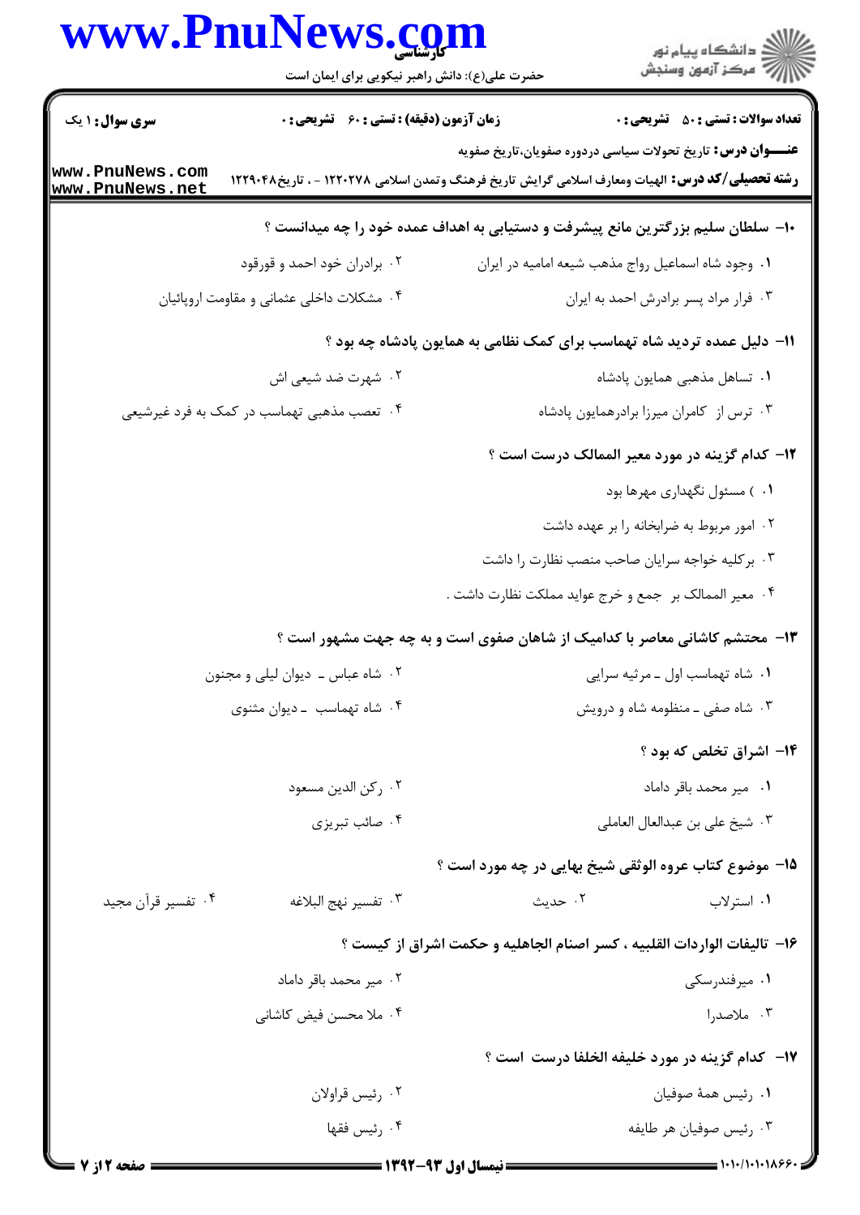**سری سوال:** ۱ یک

**زمان آزمون (دقیقه) : تستی : ۶۰ تشریحی : ۰**

**تعداد سوالات : تستی : ۵۰ تشریحی : ۰**

**عنـــوان درس:** تاریخ تحولات سیاسی دردوره صفویان،تاریخ صفویه

**رشته تحصیلی/کد درس:** الهیات ومعارف اسلامی گرایش تاریخ فرهنگ وتمدن اسلامی ۱۲۲۰۲۷۸ - ، تاریخ۱۲۲۹۰۴۸

**۱۰- سلطان سلیم بزرگترین مانع پیشرفت و دستیابی به اهداف عمده خود را چه میدانست ؟**

۱. وجود شاه اسماعیل رواج مذهب شیعه امامیه در ایران

۲. برادران خود احمد و قورقود

۳. فرار مراد پسر برادرش احمد به ایران

۴. مشکلات داخلی عثمانی و مقاومت اروپائیان

**۱۱- دلیل عمده تردید شاه تهماسب برای کمک نظامی به همایون پادشاه چه بود ؟**

۱. تساهل مذهبی همایون پادشاه

۲. شهرت ضد شیعی اش

۳. ترس از کامران میرزا برادرهمایون پادشاه

۴. تعصب مذهبی تهماسب در کمک به فرد غیرشیعی

**۱۲- کدام گزینه در مورد معیر الممالک درست است ؟**

۱. ) مسئول نگهداری مهرها بود

۲. امور مربوط به ضرابخانه را بر عهده داشت

۳. برکلیه خواجه سرایان صاحب منصب نظارت را داشت

۴. معیر الممالک بر جمع و خرج عواید مملکت نظارت داشت .

**۱۳- محتشم کاشانی معاصر با کدامیک از شاهان صفوی است و به چه جهت مشهور است ؟**

۱. شاه تهماسب اول ـ مرثیه سرایی

۲. شاه عباس ـ دیوان لیلی و مجنون

۳. شاه صفی ـ منظومه شاه و درویش

۴. شاه تهماسب ـ دیوان مثنوی

**۱۴- اشراق تخلص که بود ؟**

۱. میر محمد باقر داماد

۲. رکن الدین مسعود

۳. شیخ علی بن عبدالعال العاملی

۴. صائب تبریزی

**۱۵- موضوع کتاب عروه الوثقی شیخ بهایی در چه مورد است ؟**

۱. استرلاب

۲. حدیث

۳. تفسیر نهج البلاغه

۴. تفسیر قرآن مجید

**۱۶- تالیفات الواردات القلبیه ، کسر اصنام الجاهلیه و حکمت اشراق از کیست ؟**

۱. میرفندرسکی

۲. میر محمد باقر داماد

۳. ملاصدرا

۴. ملا محسن فیض کاشانی

**۱۷- کدام گزینه در مورد خلیفه الخلفا درست است ؟**

۱. رئیس همهٔ صوفیان

۲. رئیس قراولان

۳. رئیس صوفیان هر طایفه

۴. رئیس فقها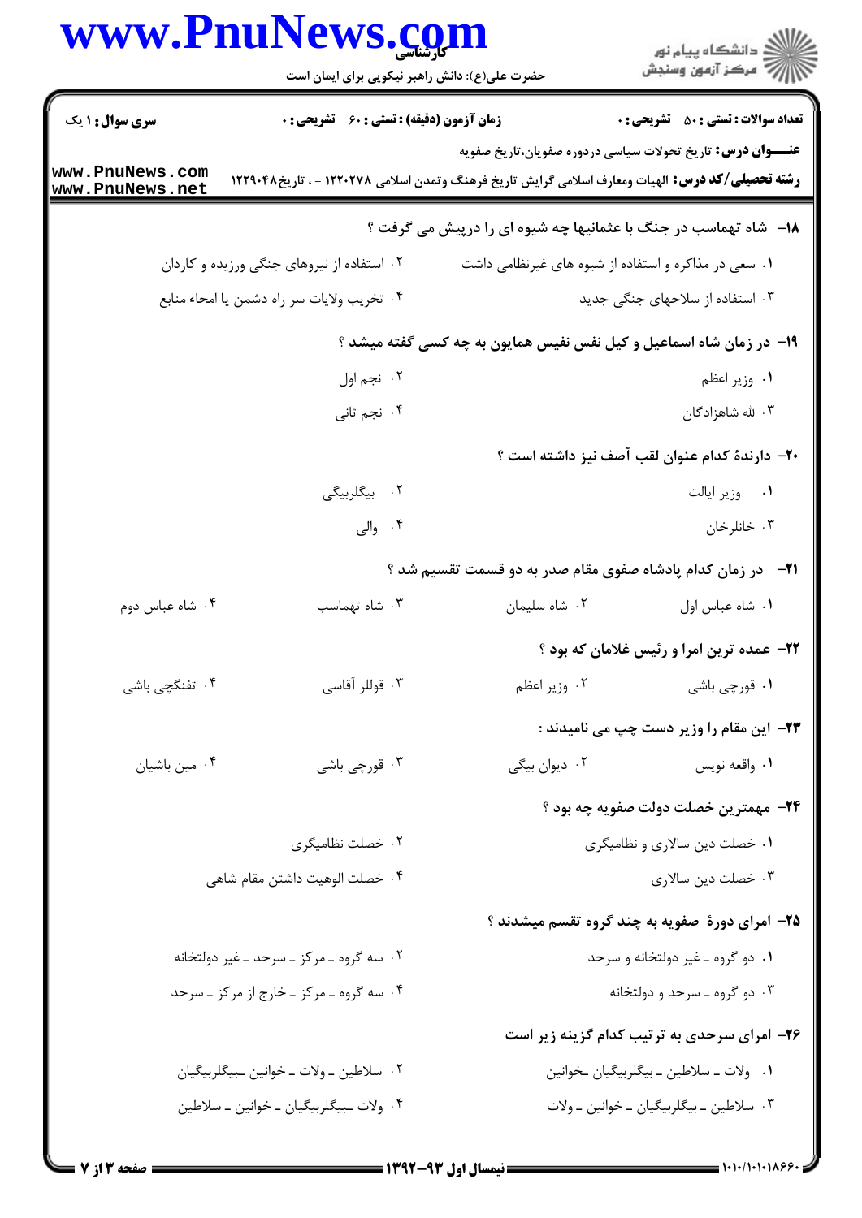**سری سوال:** ۱ یک | **زمان آزمون (دقیقه) : تستی : ۶۰ تشریحی : ۰** | **تعداد سوالات : تستی : ۵۰ تشریحی : ۰**

**عنـــوان درس:** تاریخ تحولات سیاسی دردوره صفویان،تاریخ صفویه

**رشته تحصیلی/کد درس:** الهیات ومعارف اسلامی گرایش تاریخ فرهنگ وتمدن اسلامی ۱۲۲۰۲۷۸ - ، تاریخ۱۲۲۹۰۴۸

**۱۸- شاه تهماسب در جنگ با عثمانیها چه شیوه ای را درپیش می گرفت ؟**

۱. سعی در مذاکره و استفاده از شیوه های غیرنظامی داشت

۲. استفاده از نیروهای جنگی ورزیده و کاردان

۳. استفاده از سلاحهای جنگی جدید

۴. تخریب ولایات سر راه دشمن یا امحاء منابع

**۱۹- در زمان شاه اسماعیل و کیل نفس نفیس همایون به چه کسی گفته میشد ؟**

۱. وزیر اعظم

۲. نجم اول

۳. لله شاهزادگان

۴. نجم ثانی

**۲۰- دارندهٔ کدام عنوان لقب آصف نیز داشته است ؟**

۱. وزیر ایالت

۲. بیگلربیگی

۳. خانلرخان

۴. والی

**۲۱- در زمان کدام پادشاه صفوی مقام صدر به دو قسمت تقسیم شد ؟**

۱. شاه عباس اول

۲. شاه سلیمان

۳. شاه تهماسب

۴. شاه عباس دوم

**۲۲- عمده ترین امرا و رئیس غلامان که بود ؟**

۱. قورچی باشی

۲. وزیر اعظم

۳. قوللر آقاسی

۴. تفنگچی باشی

**۲۳- این مقام را وزیر دست چپ می نامیدند :**

۱. واقعه نویس

۲. دیوان بیگی

۳. قورچی باشی

۴. مین باشیان

**۲۴- مهمترین خصلت دولت صفویه چه بود ؟**

۱. خصلت دین سالاری و نظامیگری

۲. خصلت نظامیگری

۳. خصلت دین سالاری

۴. خصلت الوهیت داشتن مقام شاهی

**۲۵- امرای دورهٔ صفویه به چند گروه تقسم میشدند ؟**

۱. دو گروه ـ غیر دولتخانه و سرحد

۲. سه گروه ـ مرکز ـ سرحد ـ غیر دولتخانه

۳. دو گروه ـ سرحد و دولتخانه

۴. سه گروه ـ مرکز ـ خارج از مرکز ـ سرحد

**۲۶- امرای سرحدی به ترتیب کدام گزینه زیر است**

۱. ولات ـ سلاطین ـ بیگلربیگیان ـخوانین

۲. سلاطین ـ ولات ـ خوانین ـبیگلربیگیان

۳. سلاطین ـ بیگلربیگیان ـ خوانین ـ ولات

۴. ولات ـبیگلربیگیان ـ خوانین ـ سلاطین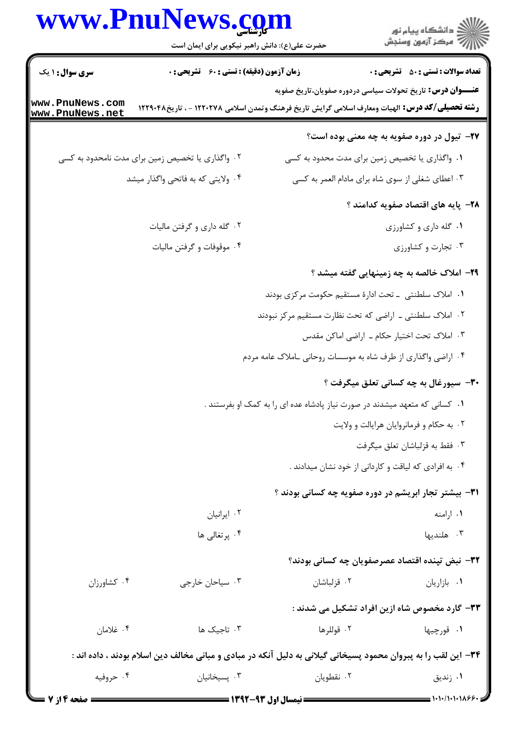**سری سوال:** ۱ یک | **زمان آزمون (دقیقه) : تستی :** ۶۰ **تشریحی :** ۰ | **تعداد سوالات : تستی :** ۵۰ **تشریحی :** ۰

**عنـــوان درس:** تاریخ تحولات سیاسی دردوره صفویان،تاریخ صفویه

**رشته تحصیلی/کد درس:** الهیات ومعارف اسلامی گرایش تاریخ فرهنگ وتمدن اسلامی ۱۲۲۰۲۷۸ - ، تاریخ۱۲۲۹۰۴۸

**۲۷- تیول در دوره صفویه به چه معنی بوده است؟**

۱. واگذاری یا تخصیص زمین برای مدت محدود به کسی

۲. واگذاری یا تخصیص زمین برای مدت نامحدود به کسی

۳. اعطای شغلی از سوی شاه برای مادام العمر به کسی

۴. ولایتی که به فاتحی واگذار میشد

**۲۸- پایه های اقتصاد صفویه کدامند ؟**

۱. گله داری و کشاورزی

۲. گله داری و گرفتن مالیات

۳. تجارت و کشاورزی

۴. موقوفات و گرفتن مالیات

**۲۹- املاک خالصه به چه زمینهایی گفته میشد ؟**

۱. املاک سلطنتی ـ تحت ادارهٔ مستقیم حکومت مرکزی بودند

۲. املاک سلطنتی ـ اراضی که تحت نظارت مستقیم مرکز نبودند

۳. املاک تحت اختیار حکام ـ اراضی اماکن مقدس

۴. اراضی واگذاری از طرف شاه به موسسات روحانی ـاملاک عامه مردم

**۳۰- سیورغال به چه کسانی تعلق میگرفت ؟**

۱. کسانی که متعهد میشدند در صورت نیاز پادشاه عده ای را به کمک او بفرستند .

۲. به حکام و فرمانروایان هرایالت و ولایت

۳. فقط به قزلباشان تعلق میگرفت

۴. به افرادی که لیاقت و کاردانی از خود نشان میدادند .

**۳۱- بیشتر تجار ابریشم در دوره صفویه چه کسانی بودند ؟**

۱. ارامنه

۲. ایرانیان

۳. هلندیها

۴. پرتغالی ها

**۳۲- نبض تپنده اقتصاد عصرصفویان چه کسانی بودند؟**

۱. بازاریان

۲. قزلباشان

۳. سیاحان خارجی

۴. کشاورزان

**۳۳- گارد مخصوص شاه ازین افراد تشکیل می شدند :**

۱. قورچیها

۲. قوللرها

۳. تاجیک ها

۴. غلامان

**۳۴- این لقب را به پیروان محمود پسیخانی گیلانی به دلیل آنکه در مبادی و مبانی مخالف دین اسلام بودند ، داده اند :**

۱. زندیق

۲. نقطویان

۳. پسیخانیان

۴. حروفیه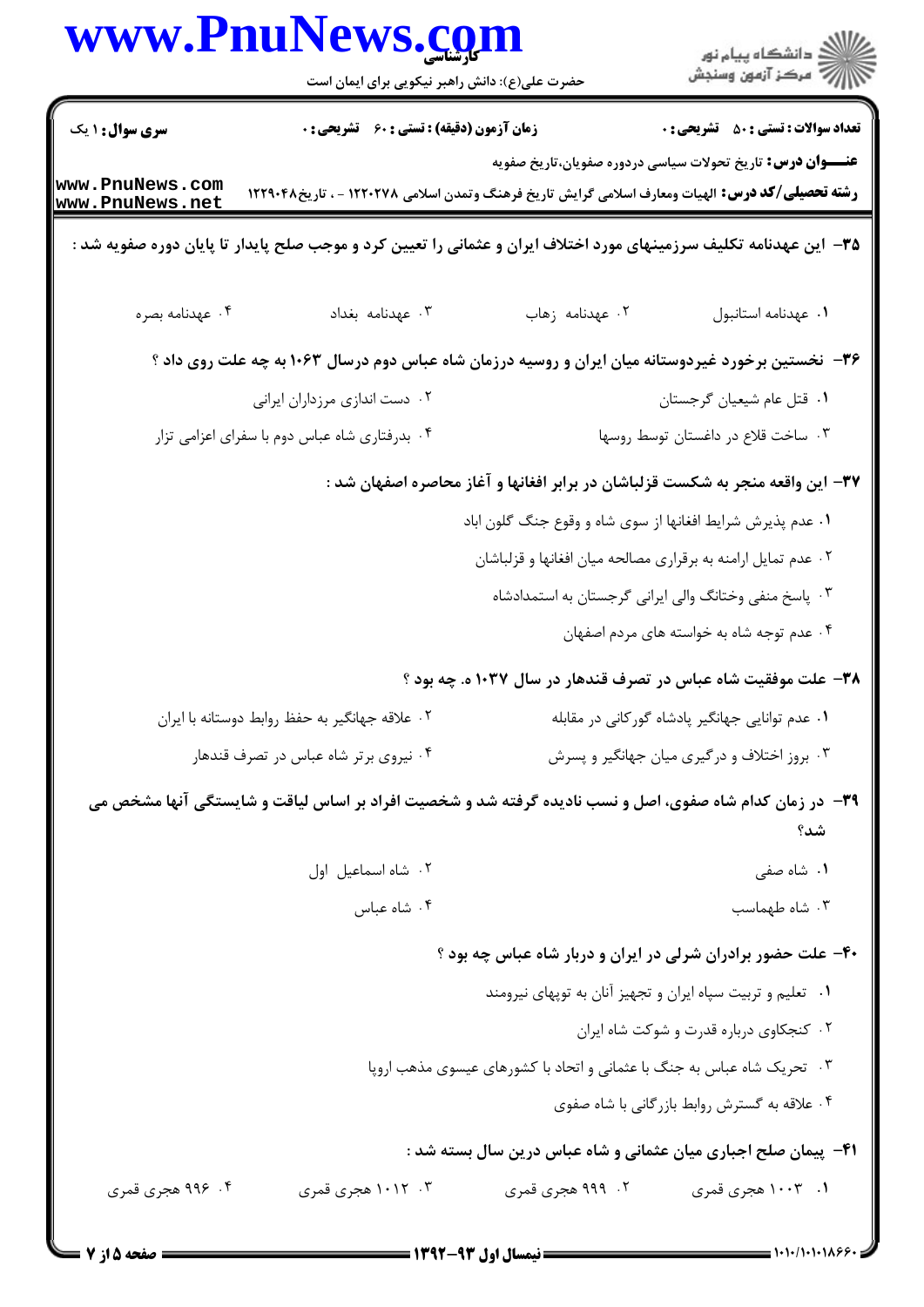**۳۵- این عهدنامه تکلیف سرزمینهای مورد اختلاف ایران و عثمانی را تعیین کرد و موجب صلح پایدار تا پایان دوره صفویه شد :**

۱. عهدنامه استانبول
۲. عهدنامه زهاب
۳. عهدنامه بغداد
۴. عهدنامه بصره

**۳۶- نخستین برخورد غیردوستانه میان ایران و روسیه درزمان شاه عباس دوم درسال ۱۰۶۳ به چه علت روی داد ؟**

۱. قتل عام شیعیان گرجستان
۲. دست اندازی مرزداران ایرانی
۳. ساخت قلاع در داغستان توسط روسها
۴. بدرفتاری شاه عباس دوم با سفرای اعزامی تزار

**۳۷- این واقعه منجر به شکست قزلباشان در برابر افغانها و آغاز محاصره اصفهان شد :**

۱. عدم پذیرش شرایط افغانها از سوی شاه و وقوع جنگ گلون اباد
۲. عدم تمایل ارامنه به برقراری مصالحه میان افغانها و قزلباشان
۳. پاسخ منفی وختانگ والی ایرانی گرجستان به استمدادشاه
۴. عدم توجه شاه به خواسته های مردم اصفهان

**۳۸- علت موفقیت شاه عباس در تصرف قندهار در سال ۱۰۳۷ ه. چه بود ؟**

۱. عدم توانایی جهانگیر پادشاه گورکانی در مقابله
۲. علاقه جهانگیر به حفظ روابط دوستانه با ایران
۳. بروز اختلاف و درگیری میان جهانگیر و پسرش
۴. نیروی برتر شاه عباس در تصرف قندهار

**۳۹- در زمان کدام شاه صفوی، اصل و نسب نادیده گرفته شد و شخصیت افراد بر اساس لیاقت و شایستگی آنها مشخص می شد؟**

۱. شاه صفی
۲. شاه اسماعیل اول
۳. شاه طهماسب
۴. شاه عباس

**۴۰- علت حضور برادران شرلی در ایران و دربار شاه عباس چه بود ؟**

۱. تعلیم و تربیت سپاه ایران و تجهیز آنان به توپهای نیرومند
۲. کنجکاوی درباره قدرت و شوکت شاه ایران
۳. تحریک شاه عباس به جنگ با عثمانی و اتحاد با کشورهای عیسوی مذهب اروپا
۴. علاقه به گسترش روابط بازرگانی با شاه صفوی

**۴۱- پیمان صلح اجباری میان عثمانی و شاه عباس درین سال بسته شد :**

۱. ۱۰۰۳ هجری قمری
۲. ۹۹۹ هجری قمری
۳. ۱۰۱۲ هجری قمری
۴. ۹۹۶ هجری قمری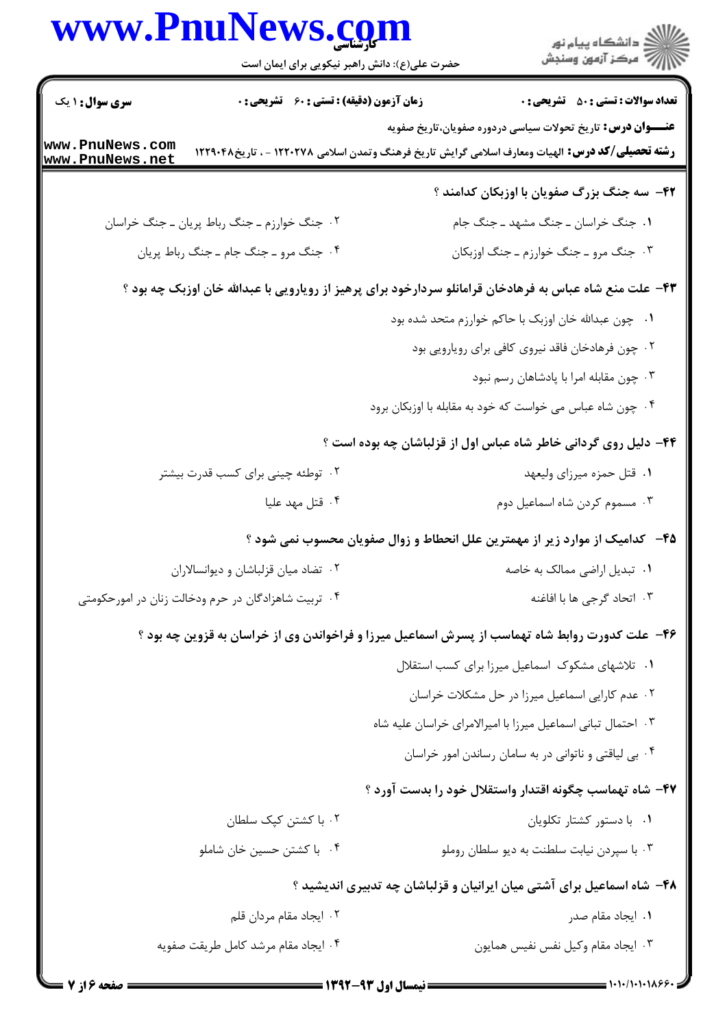**سری سوال:** ۱ یک | **زمان آزمون (دقیقه) : تستی :** ۶۰ **تشریحی :** ۰ | **تعداد سوالات : تستی :** ۵۰ **تشریحی :** ۰

**عنــــوان درس:** تاریخ تحولات سیاسی دردوره صفویان،تاریخ صفویه

**رشته تحصیلی/کد درس:** الهیات ومعارف اسلامی گرایش تاریخ فرهنگ وتمدن اسلامی ۱۲۲۰۲۷۸ - ، تاریخ۱۲۲۹۰۴۸

**۴۲- سه جنگ بزرگ صفویان با اوزبکان کدامند ؟**

۱. جنگ خراسان ـ جنگ مشهد ـ جنگ جام

۲. جنگ خوارزم ـ جنگ رباط پریان ـ جنگ خراسان

۳. جنگ مرو ـ جنگ خوارزم ـ جنگ اوزبکان

۴. جنگ مرو ـ جنگ جام ـ جنگ رباط پریان

**۴۳- علت منع شاه عباس به فرهادخان قرامانلو سردارخود برای پرهیز از رویارویی با عبدالله خان اوزبک چه بود ؟**

۱. چون عبدالله خان اوزبک با حاکم خوارزم متحد شده بود

۲. چون فرهادخان فاقد نیروی کافی برای رویارویی بود

۳. چون مقابله امرا با پادشاهان رسم نبود

۴. چون شاه عباس می خواست که خود به مقابله با اوزبکان برود

**۴۴- دلیل روی گردانی خاطر شاه عباس اول از قزلباشان چه بوده است ؟**

۱. قتل حمزه میرزای ولیعهد

۲. توطئه چینی برای کسب قدرت بیشتر

۳. مسموم کردن شاه اسماعیل دوم

۴. قتل مهد علیا

**۴۵- کدامیک از موارد زیر از مهمترین علل انحطاط و زوال صفویان محسوب نمی شود ؟**

۱. تبدیل اراضی ممالک به خاصه

۲. تضاد میان قزلباشان و دیوانسالاران

۳. اتحاد گرجی ها با افاغنه

۴. تربیت شاهزادگان در حرم ودخالت زنان در امورحکومتی

**۴۶- علت کدورت روابط شاه تهماسب از پسرش اسماعیل میرزا و فراخواندن وی از خراسان به قزوین چه بود ؟**

۱. تلاشهای مشکوک اسماعیل میرزا برای کسب استقلال

۲. عدم کارایی اسماعیل میرزا در حل مشکلات خراسان

۳. احتمال تبانی اسماعیل میرزا با امیرالامرای خراسان علیه شاه

۴. بی لیاقتی و ناتوانی در به سامان رساندن امور خراسان

**۴۷- شاه تهماسب چگونه اقتدار واستقلال خود را بدست آورد ؟**

۱. با دستور کشتار تکلویان

۲. با کشتن کپک سلطان

۳. با سپردن نیابت سلطنت به دیو سلطان روملو

۴. با کشتن حسین خان شاملو

**۴۸- شاه اسماعیل برای آشتی میان ایرانیان و قزلباشان چه تدبیری اندیشید ؟**

۱. ایجاد مقام صدر

۲. ایجاد مقام مردان قلم

۳. ایجاد مقام وکیل نفس نفیس همایون

۴. ایجاد مقام مرشد کامل طریقت صفویه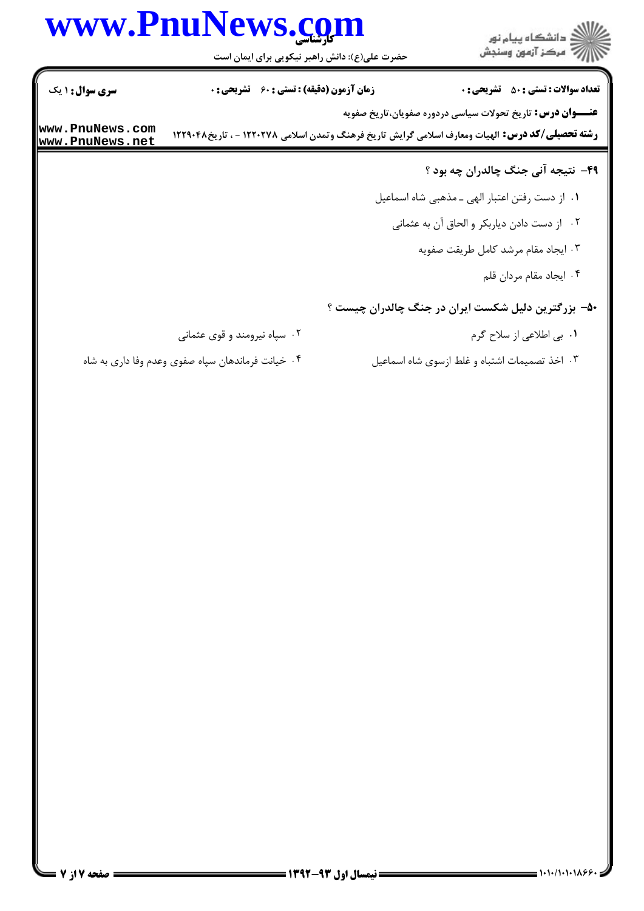**۴۹- نتیجه آنی جنگ چالدران چه بود ؟**

۱. از دست رفتن اعتبار الهی ـ مذهبی شاه اسماعیل

۲. از دست دادن دیاربکر و الحاق آن به عثمانی

۳. ایجاد مقام مرشد کامل طریقت صفویه

۴. ایجاد مقام مردان قلم

**۵۰- بزرگترین دلیل شکست ایران در جنگ چالدران چیست ؟**

۱. بی اطلاعی از سلاح گرم

۲. سپاه نیرومند و قوی عثمانی

۳. اخذ تصمیمات اشتباه و غلط ازسوی شاه اسماعیل

۴. خیانت فرماندهان سپاه صفوی وعدم وفا داری به شاه